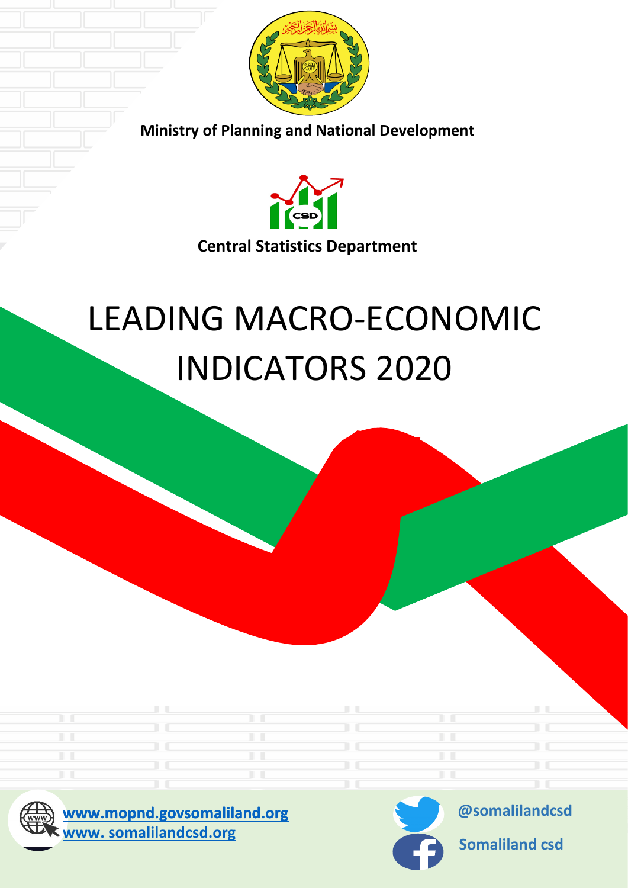**Ministry of Planning and National Development**

**Central Statistics Department**

# LEADING MACRO-ECONOMIC INDICATORS 2020

www.mopnd.govsomaliland.org
www. somalilandcsd.org

@somalilandcsd

Somaliland csd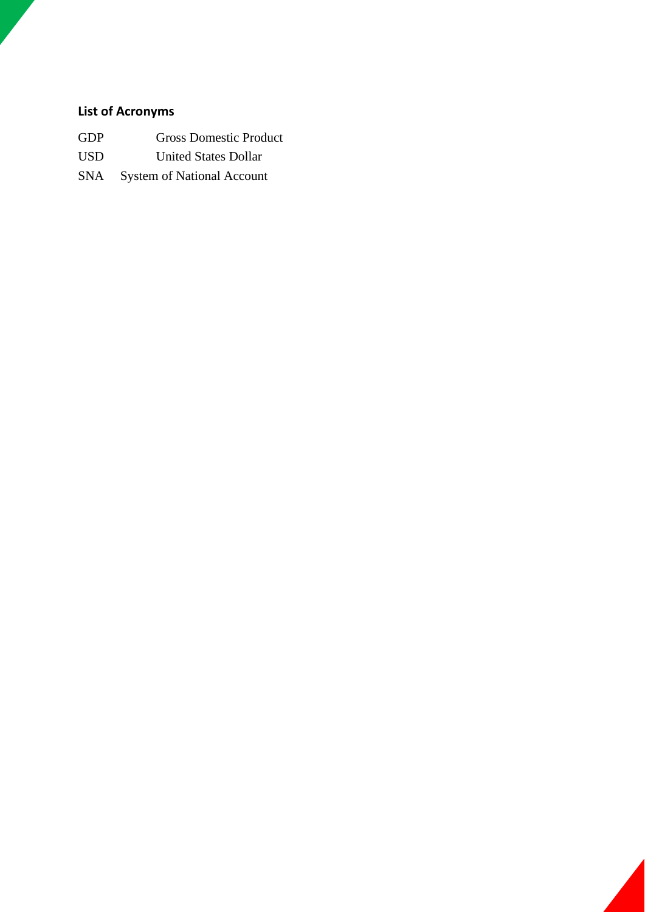## List of Acronyms

| | |
|---|---|
| GDP | Gross Domestic Product |
| USD | United States Dollar |
| SNA | System of National Account |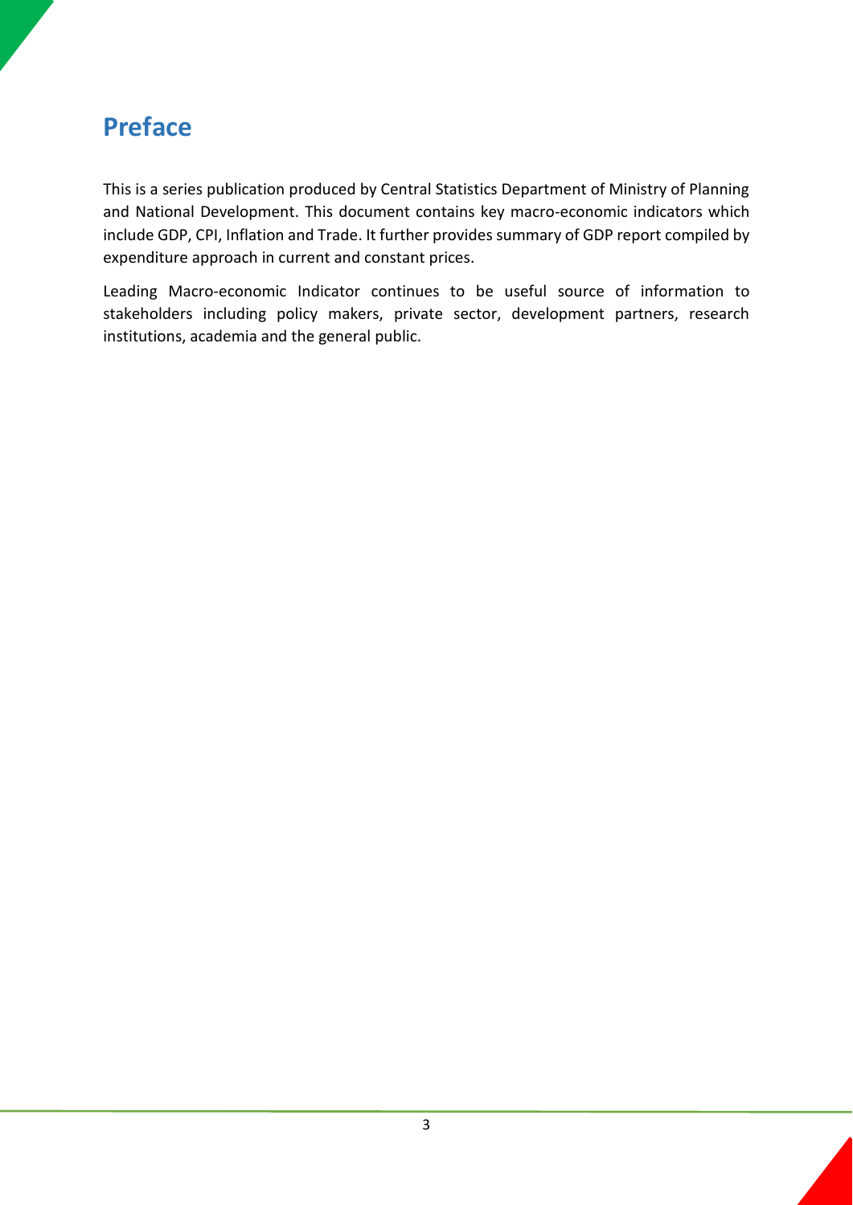# Preface

This is a series publication produced by Central Statistics Department of Ministry of Planning and National Development. This document contains key macro-economic indicators which include GDP, CPI, Inflation and Trade. It further provides summary of GDP report compiled by expenditure approach in current and constant prices.

Leading Macro-economic Indicator continues to be useful source of information to stakeholders including policy makers, private sector, development partners, research institutions, academia and the general public.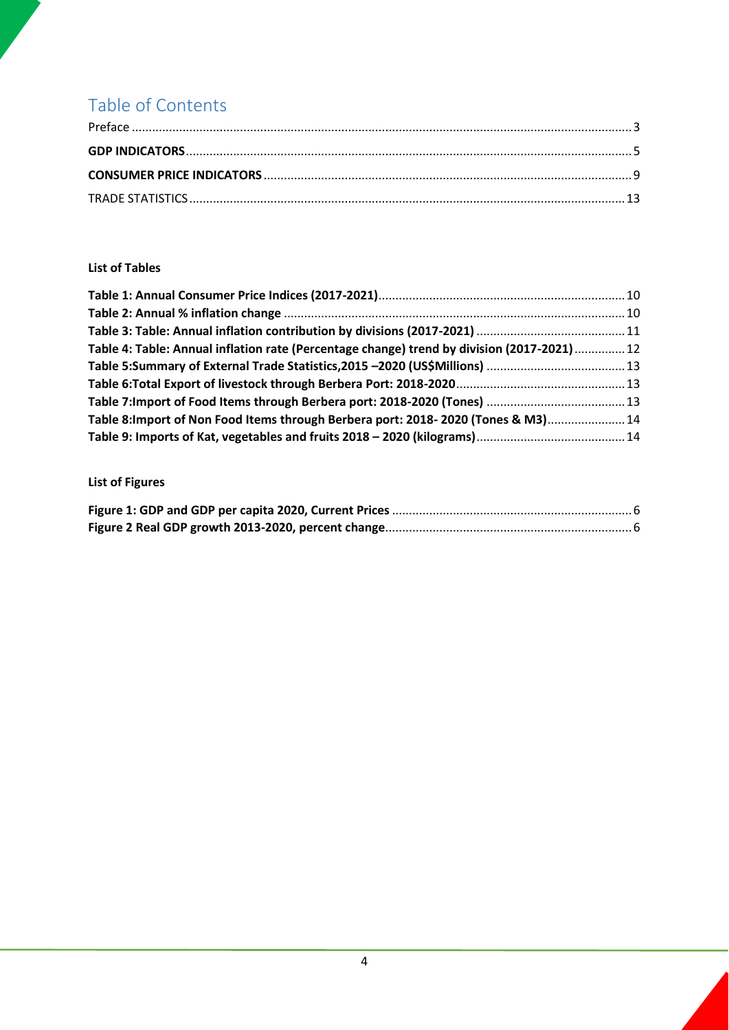# Table of Contents

Preface .......... 3

**GDP INDICATORS** .......... 5

**CONSUMER PRICE INDICATORS** .......... 9

TRADE STATISTICS .......... 13

**List of Tables**

**Table 1: Annual Consumer Price Indices (2017-2021)** .......... 10

**Table 2: Annual % inflation change** .......... 10

**Table 3: Table: Annual inflation contribution by divisions (2017-2021)** .......... 11

**Table 4: Table: Annual inflation rate (Percentage change) trend by division (2017-2021)** .......... 12

**Table 5:Summary of External Trade Statistics,2015 –2020 (US$Millions)** .......... 13

**Table 6:Total Export of livestock through Berbera Port: 2018-2020** .......... 13

**Table 7:Import of Food Items through Berbera port: 2018-2020 (Tones)** .......... 13

**Table 8:Import of Non Food Items through Berbera port: 2018- 2020 (Tones & M3)** .......... 14

**Table 9: Imports of Kat, vegetables and fruits 2018 – 2020 (kilograms)** .......... 14

**List of Figures**

**Figure 1: GDP and GDP per capita 2020, Current Prices** .......... 6

**Figure 2 Real GDP growth 2013-2020, percent change** .......... 6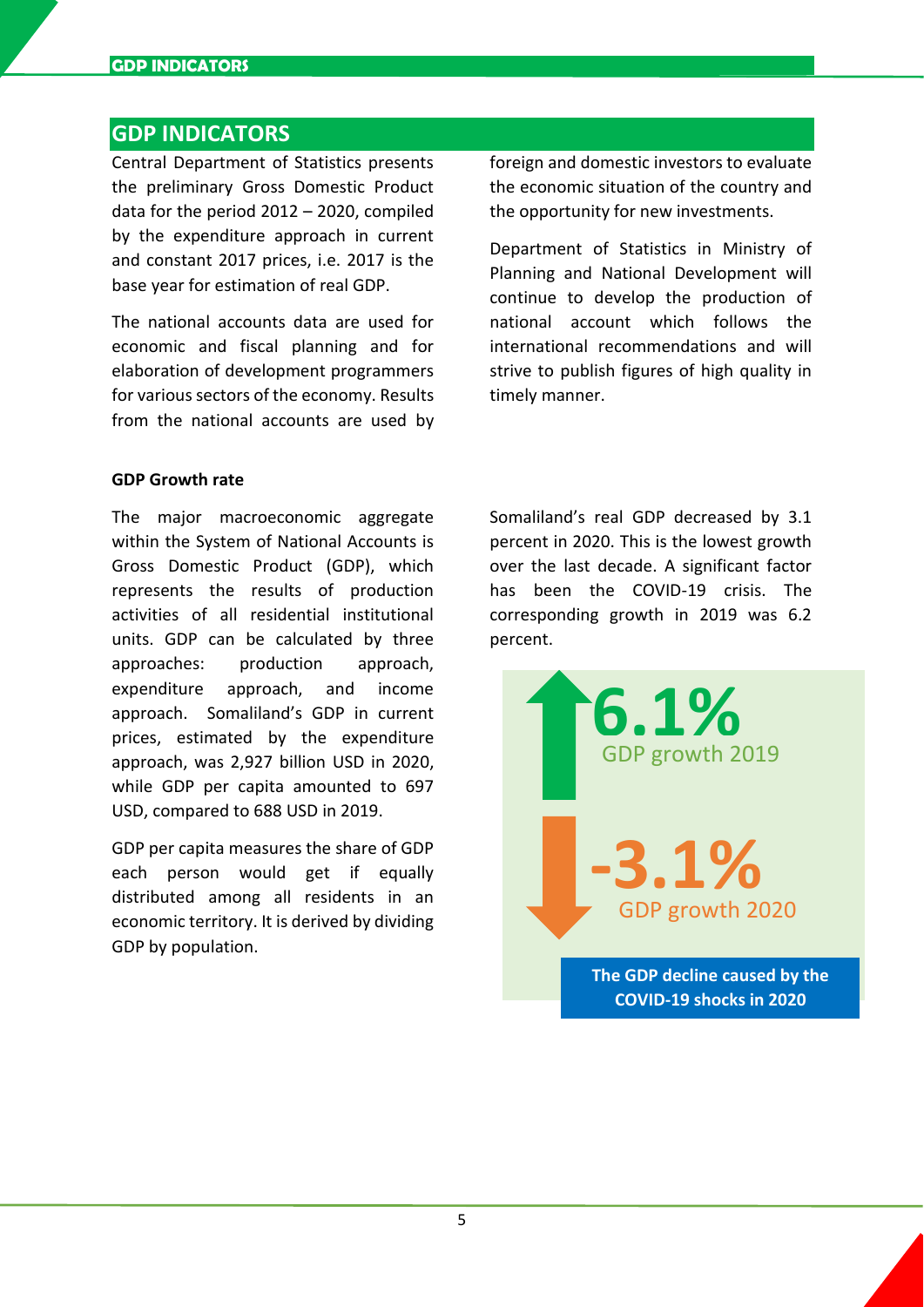## GDP INDICATORS

Central Department of Statistics presents the preliminary Gross Domestic Product data for the period 2012 – 2020, compiled by the expenditure approach in current and constant 2017 prices, i.e. 2017 is the base year for estimation of real GDP.

The national accounts data are used for economic and fiscal planning and for elaboration of development programmers for various sectors of the economy. Results from the national accounts are used by foreign and domestic investors to evaluate the economic situation of the country and the opportunity for new investments.

Department of Statistics in Ministry of Planning and National Development will continue to develop the production of national account which follows the international recommendations and will strive to publish figures of high quality in timely manner.

### GDP Growth rate

The major macroeconomic aggregate within the System of National Accounts is Gross Domestic Product (GDP), which represents the results of production activities of all residential institutional units. GDP can be calculated by three approaches: production approach, expenditure approach, and income approach. Somaliland's GDP in current prices, estimated by the expenditure approach, was 2,927 billion USD in 2020, while GDP per capita amounted to 697 USD, compared to 688 USD in 2019.

GDP per capita measures the share of GDP each person would get if equally distributed among all residents in an economic territory. It is derived by dividing GDP by population.

Somaliland's real GDP decreased by 3.1 percent in 2020. This is the lowest growth over the last decade. A significant factor has been the COVID-19 crisis. The corresponding growth in 2019 was 6.2 percent.

**6.1%** GDP growth 2019

**-3.1%** GDP growth 2020

**The GDP decline caused by the COVID-19 shocks in 2020**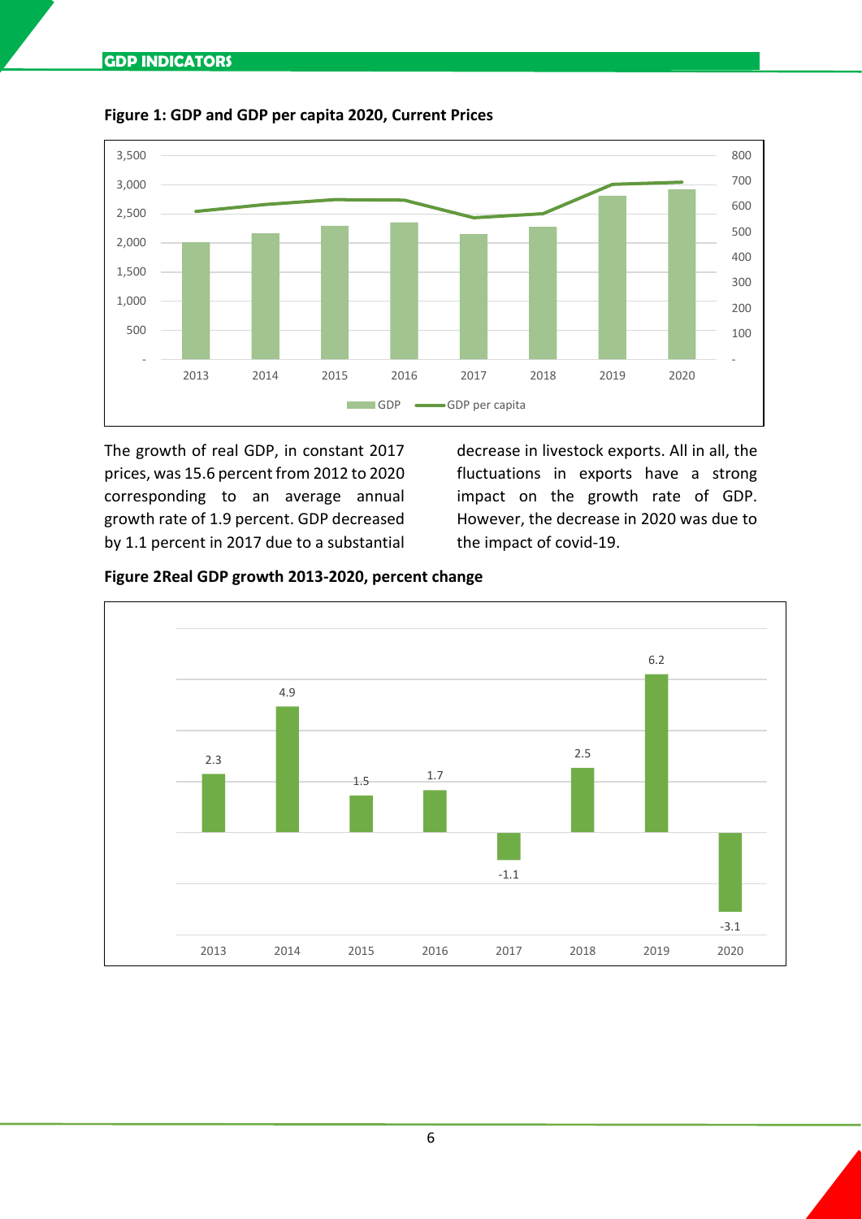**Figure 1: GDP and GDP per capita 2020, Current Prices**

The growth of real GDP, in constant 2017 prices, was 15.6 percent from 2012 to 2020 corresponding to an average annual growth rate of 1.9 percent. GDP decreased by 1.1 percent in 2017 due to a substantial decrease in livestock exports. All in all, the fluctuations in exports have a strong impact on the growth rate of GDP. However, the decrease in 2020 was due to the impact of covid-19.

**Figure 2Real GDP growth 2013-2020, percent change**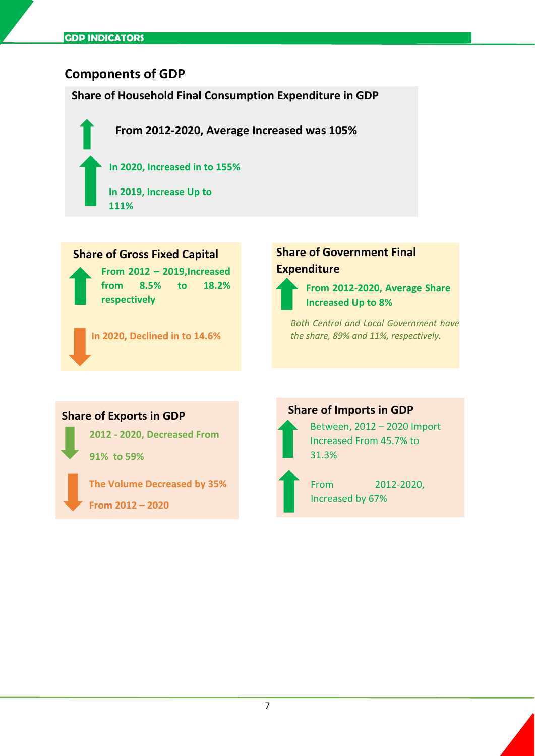## Components of GDP

### Share of Household Final Consumption Expenditure in GDP

**From 2012-2020, Average Increased was 105%**

**In 2020, Increased in to 155%**

**In 2019, Increase Up to 111%**

### Share of Gross Fixed Capital

**From 2012 – 2019, Increased from 8.5% to 18.2% respectively**

**In 2020, Declined in to 14.6%**

### Share of Government Final Expenditure

**From 2012-2020, Average Share Increased Up to 8%**

*Both Central and Local Government have the share, 89% and 11%, respectively.*

### Share of Exports in GDP

**2012 - 2020, Decreased From 91% to 59%**

**The Volume Decreased by 35% From 2012 – 2020**

### Share of Imports in GDP

Between, 2012 – 2020 Import Increased From 45.7% to 31.3%

From 2012-2020, Increased by 67%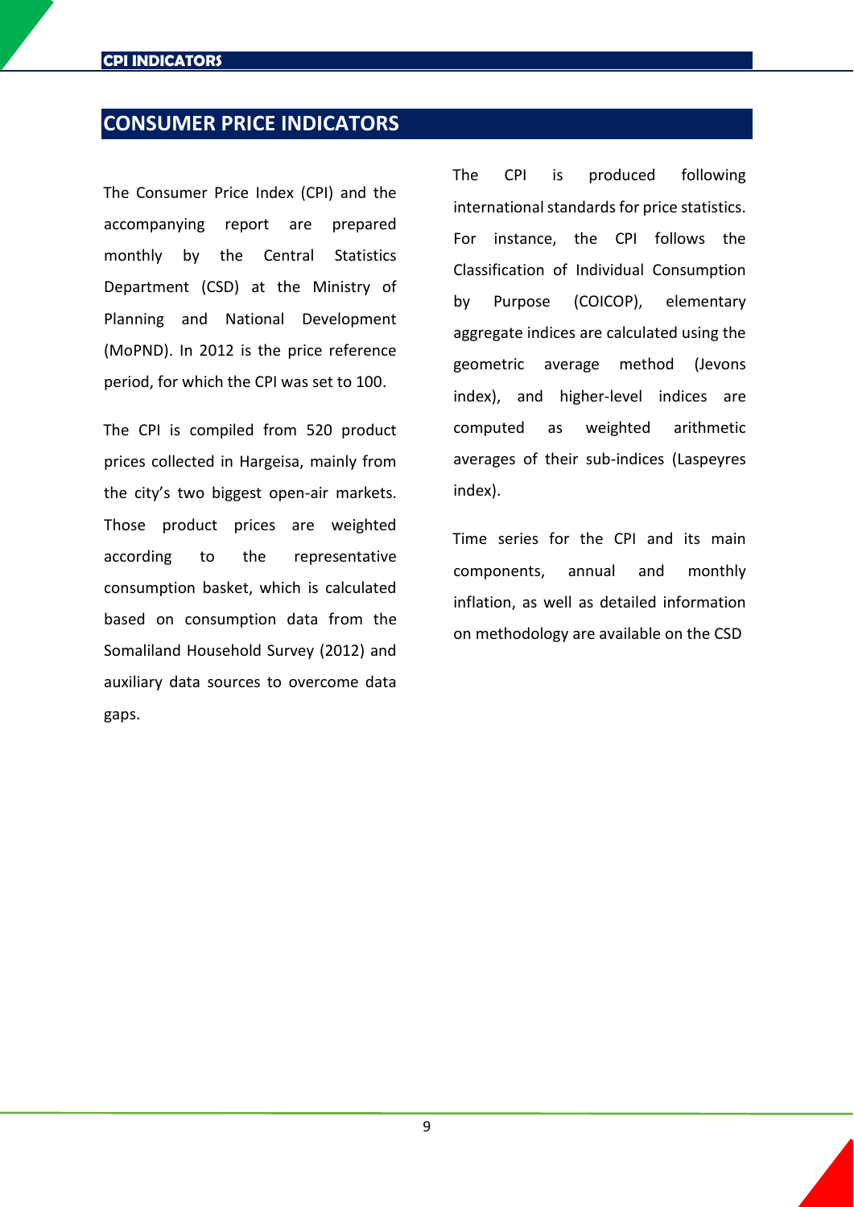## CONSUMER PRICE INDICATORS

The Consumer Price Index (CPI) and the accompanying report are prepared monthly by the Central Statistics Department (CSD) at the Ministry of Planning and National Development (MoPND). In 2012 is the price reference period, for which the CPI was set to 100.

The CPI is compiled from 520 product prices collected in Hargeisa, mainly from the city's two biggest open-air markets. Those product prices are weighted according to the representative consumption basket, which is calculated based on consumption data from the Somaliland Household Survey (2012) and auxiliary data sources to overcome data gaps.

The CPI is produced following international standards for price statistics. For instance, the CPI follows the Classification of Individual Consumption by Purpose (COICOP), elementary aggregate indices are calculated using the geometric average method (Jevons index), and higher-level indices are computed as weighted arithmetic averages of their sub-indices (Laspeyres index).

Time series for the CPI and its main components, annual and monthly inflation, as well as detailed information on methodology are available on the CSD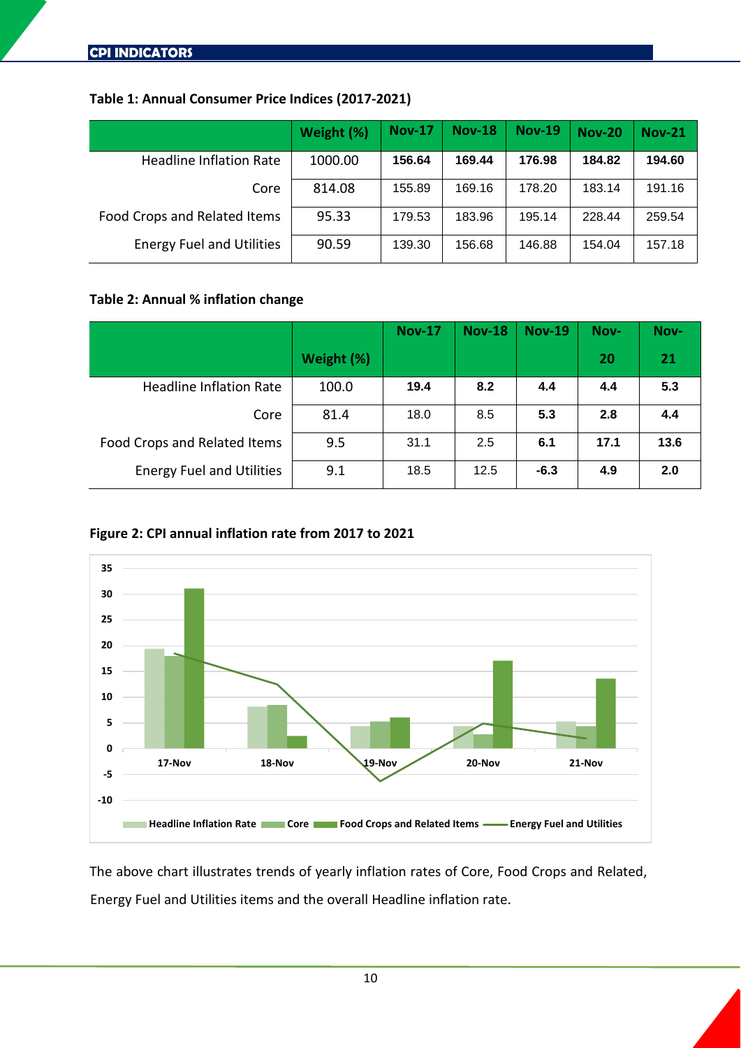## CPI INDICATORS

**Table 1: Annual Consumer Price Indices (2017-2021)**

| | Weight (%) | Nov-17 | Nov-18 | Nov-19 | Nov-20 | Nov-21 |
|---|---|---|---|---|---|---|
| Headline Inflation Rate | 1000.00 | **156.64** | **169.44** | **176.98** | **184.82** | **194.60** |
| Core | 814.08 | 155.89 | 169.16 | 178.20 | 183.14 | 191.16 |
| Food Crops and Related Items | 95.33 | 179.53 | 183.96 | 195.14 | 228.44 | 259.54 |
| Energy Fuel and Utilities | 90.59 | 139.30 | 156.68 | 146.88 | 154.04 | 157.18 |

**Table 2: Annual % inflation change**

| | Weight (%) | Nov-17 | Nov-18 | Nov-19 | Nov-20 | Nov-21 |
|---|---|---|---|---|---|---|
| Headline Inflation Rate | 100.0 | **19.4** | **8.2** | **4.4** | **4.4** | **5.3** |
| Core | 81.4 | 18.0 | 8.5 | **5.3** | **2.8** | **4.4** |
| Food Crops and Related Items | 9.5 | 31.1 | 2.5 | **6.1** | **17.1** | **13.6** |
| Energy Fuel and Utilities | 9.1 | 18.5 | 12.5 | **-6.3** | **4.9** | **2.0** |

**Figure 2: CPI annual inflation rate from 2017 to 2021**

The above chart illustrates trends of yearly inflation rates of Core, Food Crops and Related, Energy Fuel and Utilities items and the overall Headline inflation rate.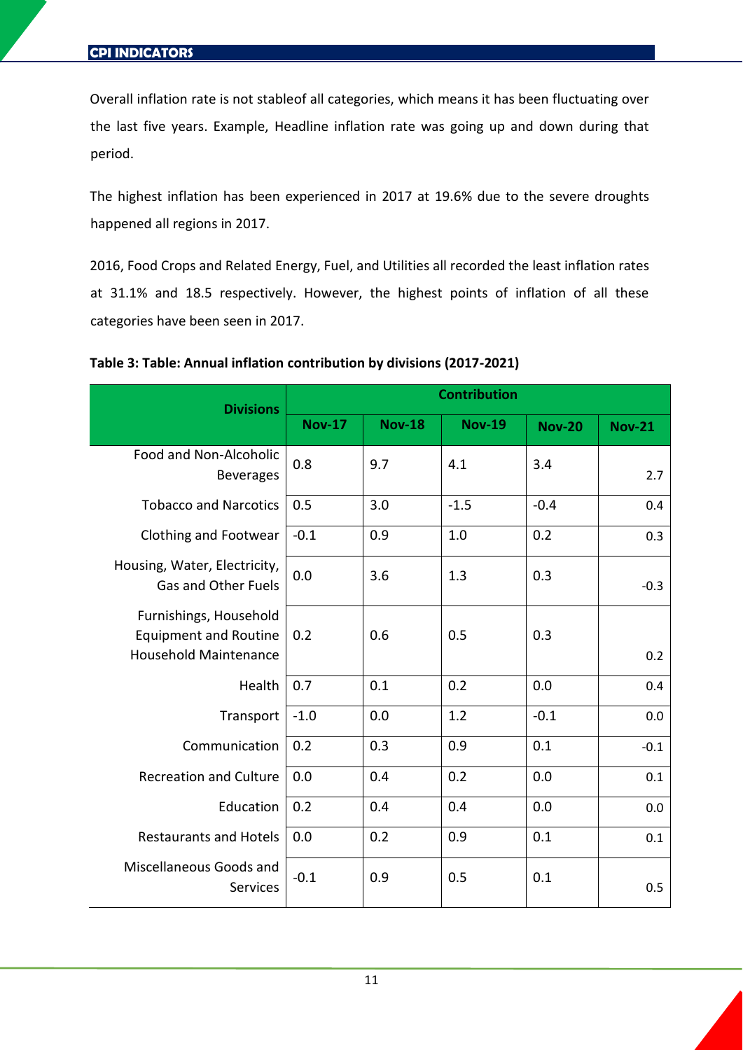Overall inflation rate is not stableof all categories, which means it has been fluctuating over the last five years. Example, Headline inflation rate was going up and down during that period.

The highest inflation has been experienced in 2017 at 19.6% due to the severe droughts happened all regions in 2017.

2016, Food Crops and Related Energy, Fuel, and Utilities all recorded the least inflation rates at 31.1% and 18.5 respectively. However, the highest points of inflation of all these categories have been seen in 2017.

**Table 3: Table: Annual inflation contribution by divisions (2017-2021)**

| Divisions | Contribution | | | | |
|---|---|---|---|---|---|
| | Nov-17 | Nov-18 | Nov-19 | Nov-20 | Nov-21 |
| Food and Non-Alcoholic Beverages | 0.8 | 9.7 | 4.1 | 3.4 | 2.7 |
| Tobacco and Narcotics | 0.5 | 3.0 | -1.5 | -0.4 | 0.4 |
| Clothing and Footwear | -0.1 | 0.9 | 1.0 | 0.2 | 0.3 |
| Housing, Water, Electricity, Gas and Other Fuels | 0.0 | 3.6 | 1.3 | 0.3 | -0.3 |
| Furnishings, Household Equipment and Routine Household Maintenance | 0.2 | 0.6 | 0.5 | 0.3 | 0.2 |
| Health | 0.7 | 0.1 | 0.2 | 0.0 | 0.4 |
| Transport | -1.0 | 0.0 | 1.2 | -0.1 | 0.0 |
| Communication | 0.2 | 0.3 | 0.9 | 0.1 | -0.1 |
| Recreation and Culture | 0.0 | 0.4 | 0.2 | 0.0 | 0.1 |
| Education | 0.2 | 0.4 | 0.4 | 0.0 | 0.0 |
| Restaurants and Hotels | 0.0 | 0.2 | 0.9 | 0.1 | 0.1 |
| Miscellaneous Goods and Services | -0.1 | 0.9 | 0.5 | 0.1 | 0.5 |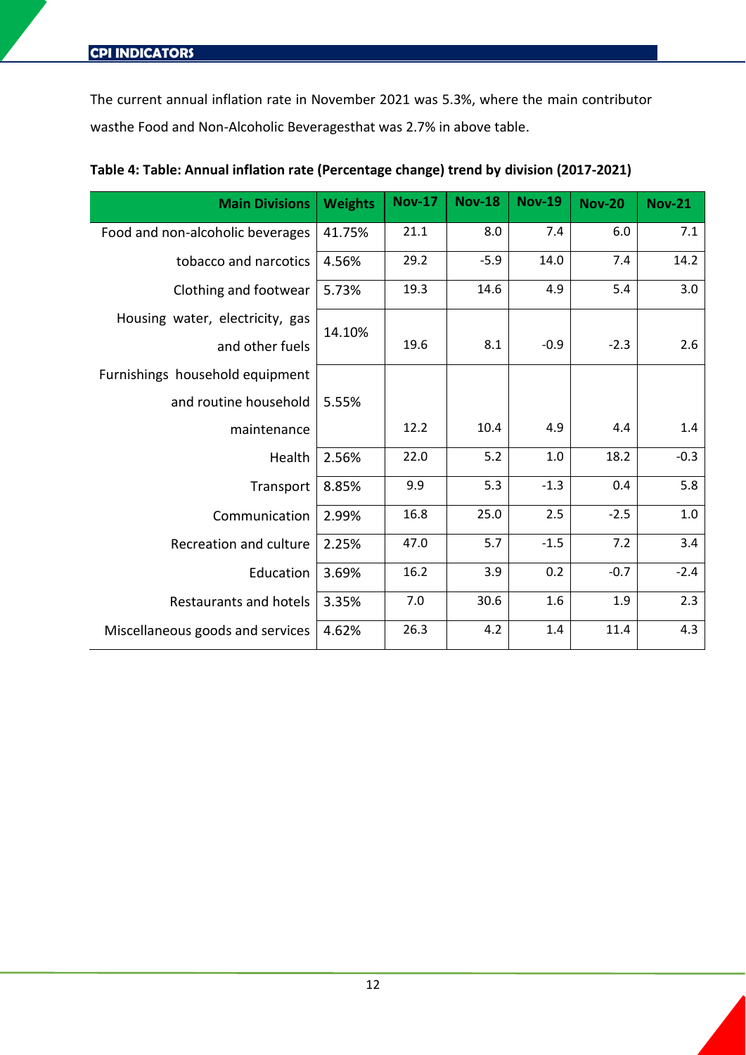## CPI INDICATORS

The current annual inflation rate in November 2021 was 5.3%, where the main contributor wasthe Food and Non-Alcoholic Beveragesthat was 2.7% in above table.

**Table 4: Table: Annual inflation rate (Percentage change) trend by division (2017-2021)**

| Main Divisions | Weights | Nov-17 | Nov-18 | Nov-19 | Nov-20 | Nov-21 |
|---|---|---|---|---|---|---|
| Food and non-alcoholic beverages | 41.75% | 21.1 | 8.0 | 7.4 | 6.0 | 7.1 |
| tobacco and narcotics | 4.56% | 29.2 | -5.9 | 14.0 | 7.4 | 14.2 |
| Clothing and footwear | 5.73% | 19.3 | 14.6 | 4.9 | 5.4 | 3.0 |
| Housing water, electricity, gas and other fuels | 14.10% | 19.6 | 8.1 | -0.9 | -2.3 | 2.6 |
| Furnishings household equipment and routine household maintenance | 5.55% | 12.2 | 10.4 | 4.9 | 4.4 | 1.4 |
| Health | 2.56% | 22.0 | 5.2 | 1.0 | 18.2 | -0.3 |
| Transport | 8.85% | 9.9 | 5.3 | -1.3 | 0.4 | 5.8 |
| Communication | 2.99% | 16.8 | 25.0 | 2.5 | -2.5 | 1.0 |
| Recreation and culture | 2.25% | 47.0 | 5.7 | -1.5 | 7.2 | 3.4 |
| Education | 3.69% | 16.2 | 3.9 | 0.2 | -0.7 | -2.4 |
| Restaurants and hotels | 3.35% | 7.0 | 30.6 | 1.6 | 1.9 | 2.3 |
| Miscellaneous goods and services | 4.62% | 26.3 | 4.2 | 1.4 | 11.4 | 4.3 |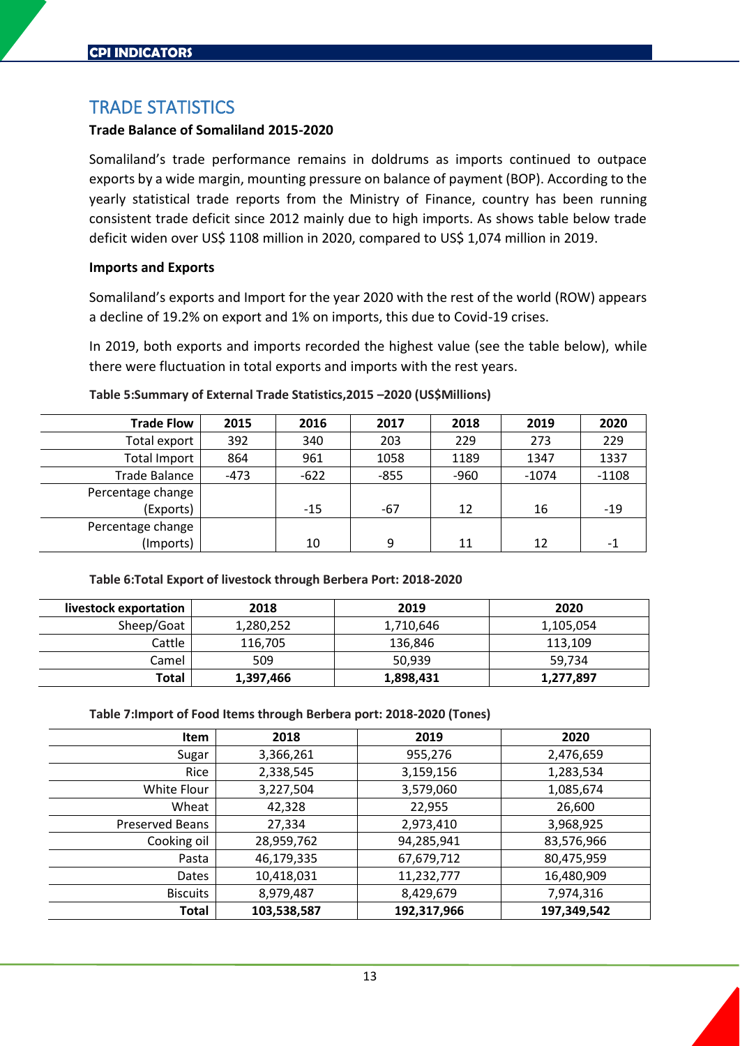## TRADE STATISTICS

### Trade Balance of Somaliland 2015-2020

Somaliland's trade performance remains in doldrums as imports continued to outpace exports by a wide margin, mounting pressure on balance of payment (BOP). According to the yearly statistical trade reports from the Ministry of Finance, country has been running consistent trade deficit since 2012 mainly due to high imports. As shows table below trade deficit widen over US$ 1108 million in 2020, compared to US$ 1,074 million in 2019.

### Imports and Exports

Somaliland's exports and Import for the year 2020 with the rest of the world (ROW) appears a decline of 19.2% on export and 1% on imports, this due to Covid-19 crises.

In 2019, both exports and imports recorded the highest value (see the table below), while there were fluctuation in total exports and imports with the rest years.

**Table 5:Summary of External Trade Statistics,2015 –2020 (US$Millions)**

| Trade Flow | 2015 | 2016 | 2017 | 2018 | 2019 | 2020 |
|---|---|---|---|---|---|---|
| Total export | 392 | 340 | 203 | 229 | 273 | 229 |
| Total Import | 864 | 961 | 1058 | 1189 | 1347 | 1337 |
| Trade Balance | -473 | -622 | -855 | -960 | -1074 | -1108 |
| Percentage change (Exports) | | -15 | -67 | 12 | 16 | -19 |
| Percentage change (Imports) | | 10 | 9 | 11 | 12 | -1 |

**Table 6:Total Export of livestock through Berbera Port: 2018-2020**

| livestock exportation | 2018 | 2019 | 2020 |
|---|---|---|---|
| Sheep/Goat | 1,280,252 | 1,710,646 | 1,105,054 |
| Cattle | 116,705 | 136,846 | 113,109 |
| Camel | 509 | 50,939 | 59,734 |
| **Total** | **1,397,466** | **1,898,431** | **1,277,897** |

**Table 7:Import of Food Items through Berbera port: 2018-2020 (Tones)**

| Item | 2018 | 2019 | 2020 |
|---|---|---|---|
| Sugar | 3,366,261 | 955,276 | 2,476,659 |
| Rice | 2,338,545 | 3,159,156 | 1,283,534 |
| White Flour | 3,227,504 | 3,579,060 | 1,085,674 |
| Wheat | 42,328 | 22,955 | 26,600 |
| Preserved Beans | 27,334 | 2,973,410 | 3,968,925 |
| Cooking oil | 28,959,762 | 94,285,941 | 83,576,966 |
| Pasta | 46,179,335 | 67,679,712 | 80,475,959 |
| Dates | 10,418,031 | 11,232,777 | 16,480,909 |
| Biscuits | 8,979,487 | 8,429,679 | 7,974,316 |
| **Total** | **103,538,587** | **192,317,966** | **197,349,542** |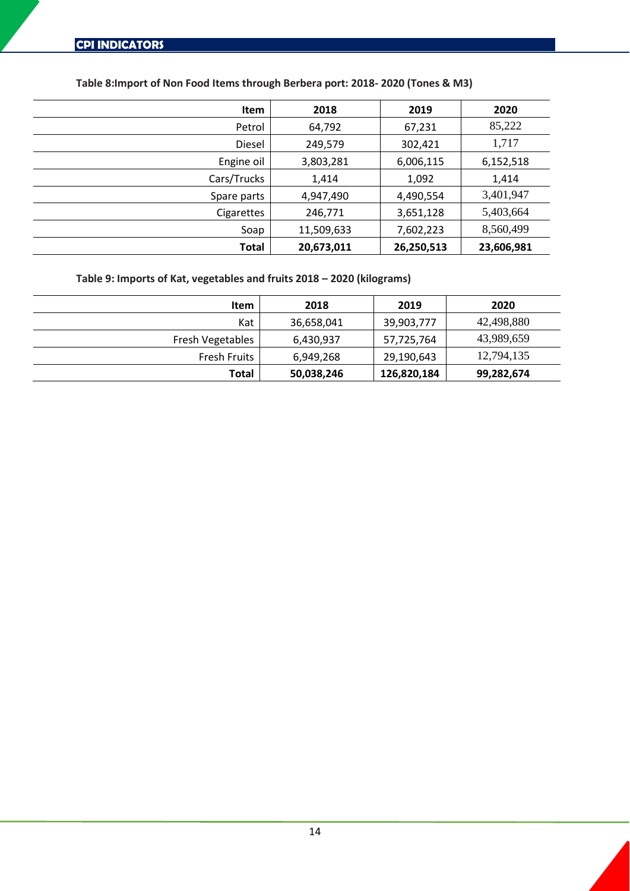**Table 8:Import of Non Food Items through Berbera port: 2018- 2020 (Tones & M3)**

| Item | 2018 | 2019 | 2020 |
|---|---|---|---|
| Petrol | 64,792 | 67,231 | 85,222 |
| Diesel | 249,579 | 302,421 | 1,717 |
| Engine oil | 3,803,281 | 6,006,115 | 6,152,518 |
| Cars/Trucks | 1,414 | 1,092 | 1,414 |
| Spare parts | 4,947,490 | 4,490,554 | 3,401,947 |
| Cigarettes | 246,771 | 3,651,128 | 5,403,664 |
| Soap | 11,509,633 | 7,602,223 | 8,560,499 |
| **Total** | **20,673,011** | **26,250,513** | **23,606,981** |

**Table 9: Imports of Kat, vegetables and fruits 2018 – 2020 (kilograms)**

| Item | 2018 | 2019 | 2020 |
|---|---|---|---|
| Kat | 36,658,041 | 39,903,777 | 42,498,880 |
| Fresh Vegetables | 6,430,937 | 57,725,764 | 43,989,659 |
| Fresh Fruits | 6,949,268 | 29,190,643 | 12,794,135 |
| **Total** | **50,038,246** | **126,820,184** | **99,282,674** |